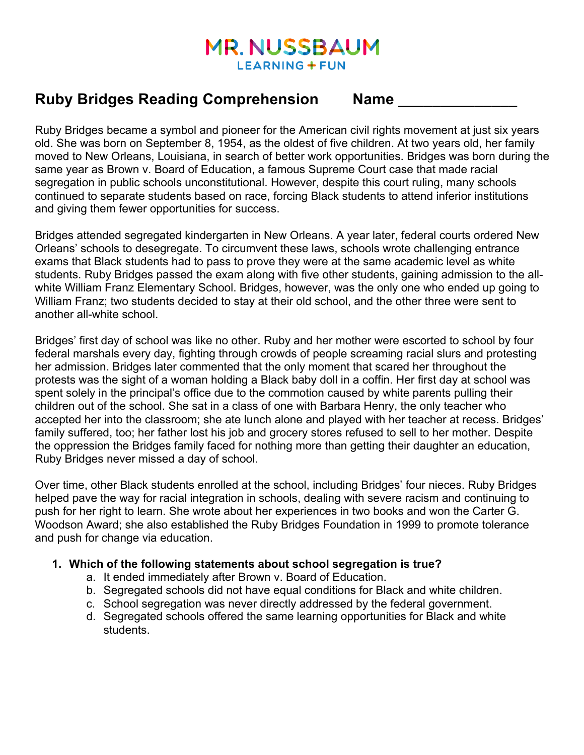# Ruby Bridges Reading Comprehension Name _______________

Ruby Bridges became a symbol and pioneer for the American civil rights movement at just six years old. She was born on September 8, 1954, as the oldest of five children. At two years old, her family moved to New Orleans, Louisiana, in search of better work opportunities. Bridges was born during the same year as Brown v. Board of Education, a famous Supreme Court case that made racial segregation in public schools unconstitutional. However, despite this court ruling, many schools continued to separate students based on race, forcing Black students to attend inferior institutions and giving them fewer opportunities for success.

Bridges attended segregated kindergarten in New Orleans. A year later, federal courts ordered New Orleans' schools to desegregate. To circumvent these laws, schools wrote challenging entrance exams that Black students had to pass to prove they were at the same academic level as white students. Ruby Bridges passed the exam along with five other students, gaining admission to the all-white William Franz Elementary School. Bridges, however, was the only one who ended up going to William Franz; two students decided to stay at their old school, and the other three were sent to another all-white school.

Bridges' first day of school was like no other. Ruby and her mother were escorted to school by four federal marshals every day, fighting through crowds of people screaming racial slurs and protesting her admission. Bridges later commented that the only moment that scared her throughout the protests was the sight of a woman holding a Black baby doll in a coffin. Her first day at school was spent solely in the principal's office due to the commotion caused by white parents pulling their children out of the school. She sat in a class of one with Barbara Henry, the only teacher who accepted her into the classroom; she ate lunch alone and played with her teacher at recess. Bridges' family suffered, too; her father lost his job and grocery stores refused to sell to her mother. Despite the oppression the Bridges family faced for nothing more than getting their daughter an education, Ruby Bridges never missed a day of school.

Over time, other Black students enrolled at the school, including Bridges' four nieces. Ruby Bridges helped pave the way for racial integration in schools, dealing with severe racism and continuing to push for her right to learn. She wrote about her experiences in two books and won the Carter G. Woodson Award; she also established the Ruby Bridges Foundation in 1999 to promote tolerance and push for change via education.

1. **Which of the following statements about school segregation is true?**
   a. It ended immediately after Brown v. Board of Education.
   b. Segregated schools did not have equal conditions for Black and white children.
   c. School segregation was never directly addressed by the federal government.
   d. Segregated schools offered the same learning opportunities for Black and white students.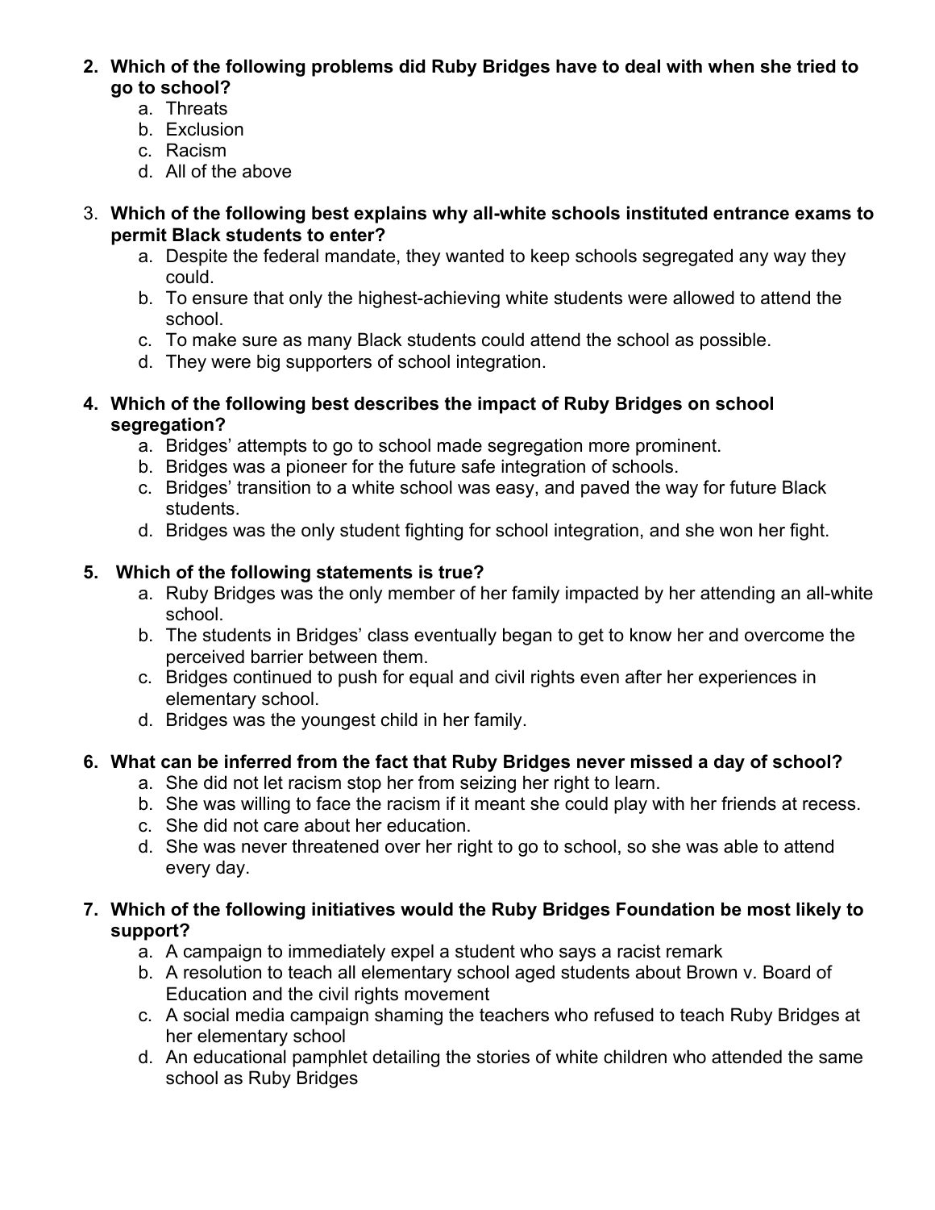2. **Which of the following problems did Ruby Bridges have to deal with when she tried to go to school?**
   a. Threats
   b. Exclusion
   c. Racism
   d. All of the above

3. **Which of the following best explains why all-white schools instituted entrance exams to permit Black students to enter?**
   a. Despite the federal mandate, they wanted to keep schools segregated any way they could.
   b. To ensure that only the highest-achieving white students were allowed to attend the school.
   c. To make sure as many Black students could attend the school as possible.
   d. They were big supporters of school integration.

4. **Which of the following best describes the impact of Ruby Bridges on school segregation?**
   a. Bridges' attempts to go to school made segregation more prominent.
   b. Bridges was a pioneer for the future safe integration of schools.
   c. Bridges' transition to a white school was easy, and paved the way for future Black students.
   d. Bridges was the only student fighting for school integration, and she won her fight.

5. **Which of the following statements is true?**
   a. Ruby Bridges was the only member of her family impacted by her attending an all-white school.
   b. The students in Bridges' class eventually began to get to know her and overcome the perceived barrier between them.
   c. Bridges continued to push for equal and civil rights even after her experiences in elementary school.
   d. Bridges was the youngest child in her family.

6. **What can be inferred from the fact that Ruby Bridges never missed a day of school?**
   a. She did not let racism stop her from seizing her right to learn.
   b. She was willing to face the racism if it meant she could play with her friends at recess.
   c. She did not care about her education.
   d. She was never threatened over her right to go to school, so she was able to attend every day.

7. **Which of the following initiatives would the Ruby Bridges Foundation be most likely to support?**
   a. A campaign to immediately expel a student who says a racist remark
   b. A resolution to teach all elementary school aged students about Brown v. Board of Education and the civil rights movement
   c. A social media campaign shaming the teachers who refused to teach Ruby Bridges at her elementary school
   d. An educational pamphlet detailing the stories of white children who attended the same school as Ruby Bridges